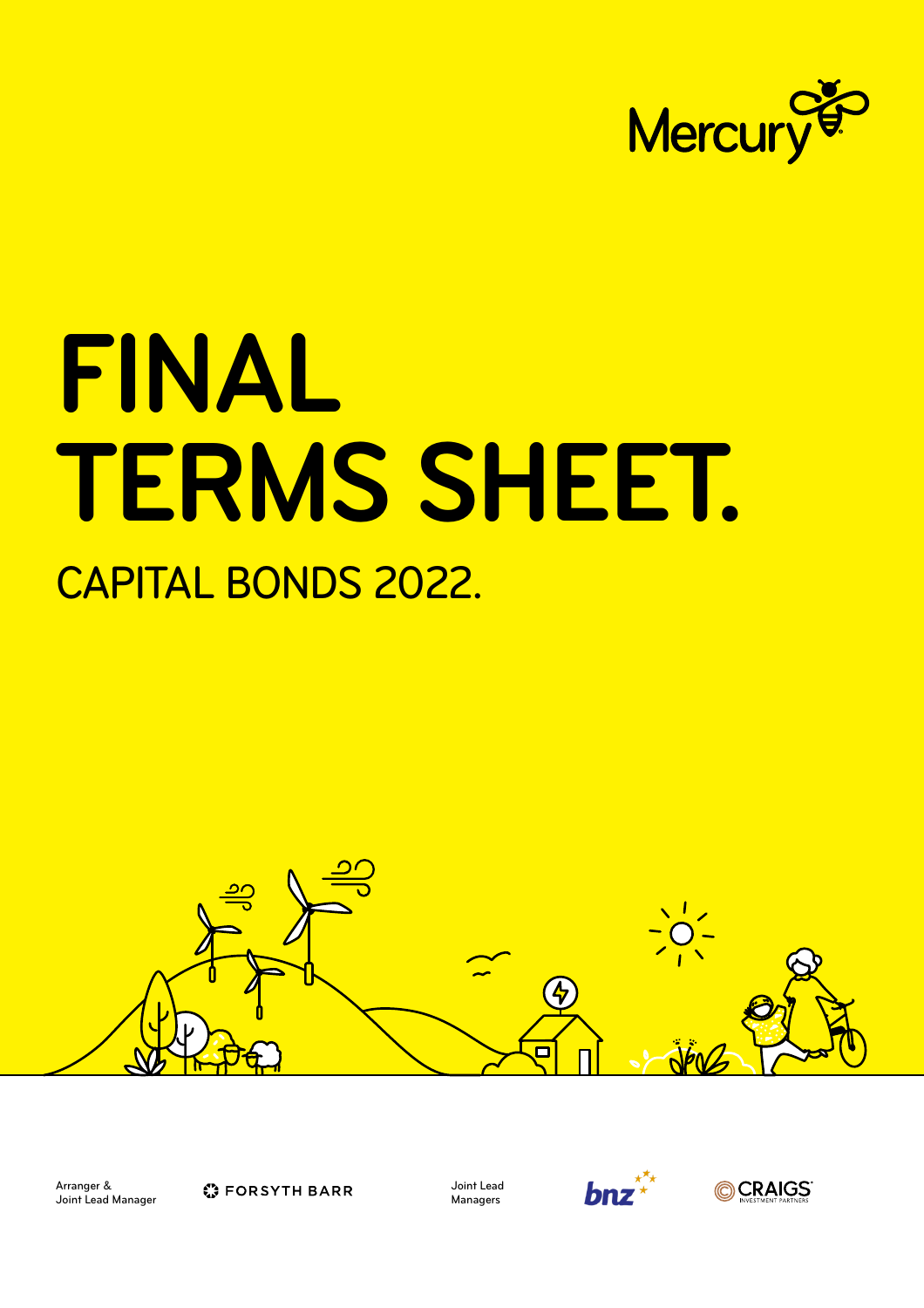Mercury

# FINAL TERMS SHEET.

## CAPITAL BONDS 2022.

Arranger & Joint Lead Manager

FORSYTH BARR

Joint Lead Managers

bnz

CRAIGS INVESTMENT PARTNERS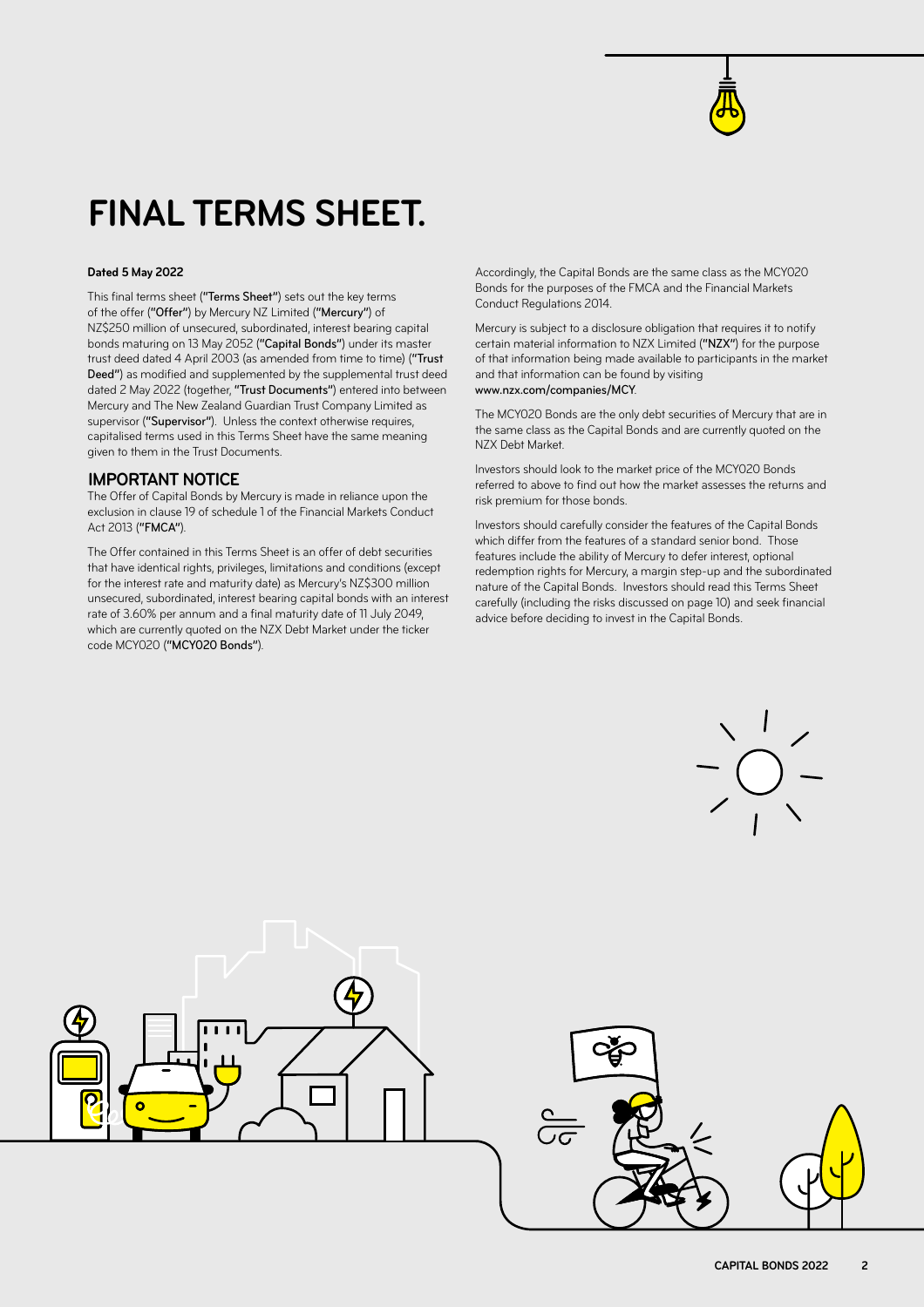# FINAL TERMS SHEET.

**Dated 5 May 2022**

This final terms sheet (**"Terms Sheet"**) sets out the key terms of the offer (**"Offer"**) by Mercury NZ Limited (**"Mercury"**) of NZ$250 million of unsecured, subordinated, interest bearing capital bonds maturing on 13 May 2052 (**"Capital Bonds"**) under its master trust deed dated 4 April 2003 (as amended from time to time) (**"Trust Deed"**) as modified and supplemented by the supplemental trust deed dated 2 May 2022 (together, **"Trust Documents"**) entered into between Mercury and The New Zealand Guardian Trust Company Limited as supervisor (**"Supervisor"**). Unless the context otherwise requires, capitalised terms used in this Terms Sheet have the same meaning given to them in the Trust Documents.

## IMPORTANT NOTICE

The Offer of Capital Bonds by Mercury is made in reliance upon the exclusion in clause 19 of schedule 1 of the Financial Markets Conduct Act 2013 (**"FMCA"**).

The Offer contained in this Terms Sheet is an offer of debt securities that have identical rights, privileges, limitations and conditions (except for the interest rate and maturity date) as Mercury's NZ$300 million unsecured, subordinated, interest bearing capital bonds with an interest rate of 3.60% per annum and a final maturity date of 11 July 2049, which are currently quoted on the NZX Debt Market under the ticker code MCY020 (**"MCY020 Bonds"**).

Accordingly, the Capital Bonds are the same class as the MCY020 Bonds for the purposes of the FMCA and the Financial Markets Conduct Regulations 2014.

Mercury is subject to a disclosure obligation that requires it to notify certain material information to NZX Limited (**"NZX"**) for the purpose of that information being made available to participants in the market and that information can be found by visiting **www.nzx.com/companies/MCY**.

The MCY020 Bonds are the only debt securities of Mercury that are in the same class as the Capital Bonds and are currently quoted on the NZX Debt Market.

Investors should look to the market price of the MCY020 Bonds referred to above to find out how the market assesses the returns and risk premium for those bonds.

Investors should carefully consider the features of the Capital Bonds which differ from the features of a standard senior bond. Those features include the ability of Mercury to defer interest, optional redemption rights for Mercury, a margin step-up and the subordinated nature of the Capital Bonds. Investors should read this Terms Sheet carefully (including the risks discussed on page 10) and seek financial advice before deciding to invest in the Capital Bonds.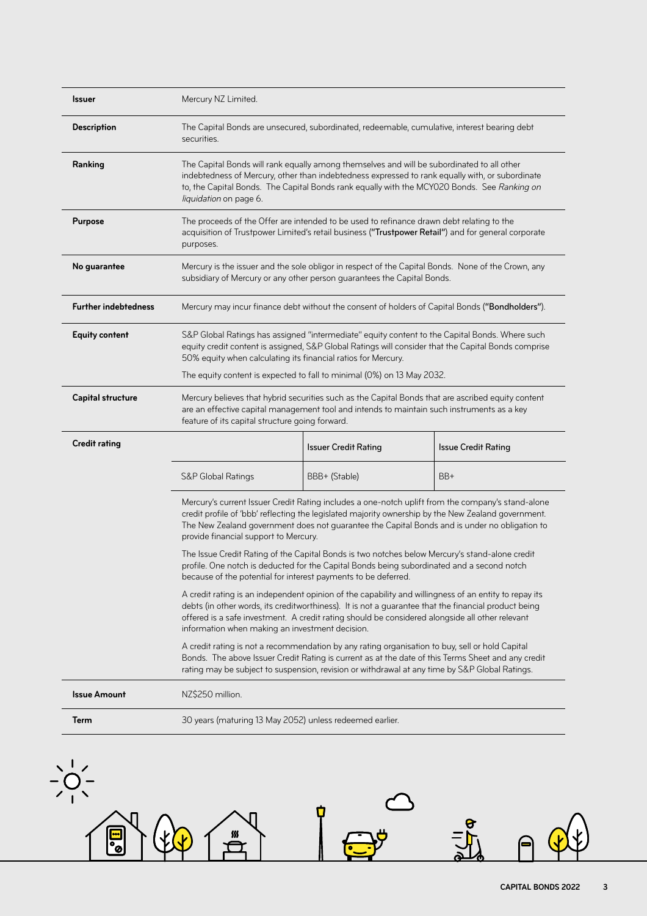| | |
|---|---|
| **Issuer** | Mercury NZ Limited. |
| **Description** | The Capital Bonds are unsecured, subordinated, redeemable, cumulative, interest bearing debt securities. |
| **Ranking** | The Capital Bonds will rank equally among themselves and will be subordinated to all other indebtedness of Mercury, other than indebtedness expressed to rank equally with, or subordinate to, the Capital Bonds. The Capital Bonds rank equally with the MCY020 Bonds. See *Ranking on liquidation* on page 6. |
| **Purpose** | The proceeds of the Offer are intended to be used to refinance drawn debt relating to the acquisition of Trustpower Limited's retail business (**"Trustpower Retail"**) and for general corporate purposes. |
| **No guarantee** | Mercury is the issuer and the sole obligor in respect of the Capital Bonds. None of the Crown, any subsidiary of Mercury or any other person guarantees the Capital Bonds. |
| **Further indebtedness** | Mercury may incur finance debt without the consent of holders of Capital Bonds (**"Bondholders"**). |
| **Equity content** | S&P Global Ratings has assigned "intermediate" equity content to the Capital Bonds. Where such equity credit content is assigned, S&P Global Ratings will consider that the Capital Bonds comprise 50% equity when calculating its financial ratios for Mercury.<br><br>The equity content is expected to fall to minimal (0%) on 13 May 2032. |
| **Capital structure** | Mercury believes that hybrid securities such as the Capital Bonds that are ascribed equity content are an effective capital management tool and intends to maintain such instruments as a key feature of its capital structure going forward. |

**Credit rating**

| | Issuer Credit Rating | Issue Credit Rating |
|---|---|---|
| S&P Global Ratings | BBB+ (Stable) | BB+ |

Mercury's current Issuer Credit Rating includes a one-notch uplift from the company's stand-alone credit profile of 'bbb' reflecting the legislated majority ownership by the New Zealand government. The New Zealand government does not guarantee the Capital Bonds and is under no obligation to provide financial support to Mercury.

The Issue Credit Rating of the Capital Bonds is two notches below Mercury's stand-alone credit profile. One notch is deducted for the Capital Bonds being subordinated and a second notch because of the potential for interest payments to be deferred.

A credit rating is an independent opinion of the capability and willingness of an entity to repay its debts (in other words, its creditworthiness). It is not a guarantee that the financial product being offered is a safe investment. A credit rating should be considered alongside all other relevant information when making an investment decision.

A credit rating is not a recommendation by any rating organisation to buy, sell or hold Capital Bonds. The above Issuer Credit Rating is current as at the date of this Terms Sheet and any credit rating may be subject to suspension, revision or withdrawal at any time by S&P Global Ratings.

| | |
|---|---|
| **Issue Amount** | NZ$250 million. |
| **Term** | 30 years (maturing 13 May 2052) unless redeemed earlier. |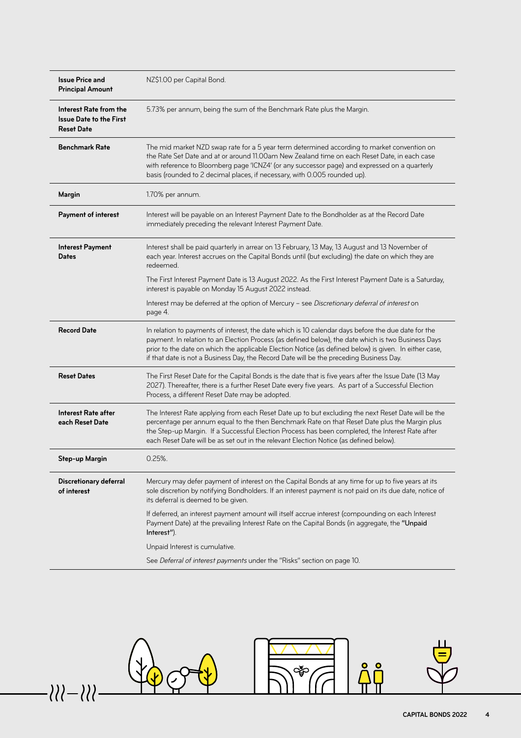| | |
|---|---|
| **Issue Price and Principal Amount** | NZ$1.00 per Capital Bond. |
| **Interest Rate from the Issue Date to the First Reset Date** | 5.73% per annum, being the sum of the Benchmark Rate plus the Margin. |
| **Benchmark Rate** | The mid market NZD swap rate for a 5 year term determined according to market convention on the Rate Set Date and at or around 11.00am New Zealand time on each Reset Date, in each case with reference to Bloomberg page 'ICNZ4' (or any successor page) and expressed on a quarterly basis (rounded to 2 decimal places, if necessary, with 0.005 rounded up). |
| **Margin** | 1.70% per annum. |
| **Payment of interest** | Interest will be payable on an Interest Payment Date to the Bondholder as at the Record Date immediately preceding the relevant Interest Payment Date. |
| **Interest Payment Dates** | Interest shall be paid quarterly in arrear on 13 February, 13 May, 13 August and 13 November of each year. Interest accrues on the Capital Bonds until (but excluding) the date on which they are redeemed.<br><br>The First Interest Payment Date is 13 August 2022. As the First Interest Payment Date is a Saturday, interest is payable on Monday 15 August 2022 instead.<br><br>Interest may be deferred at the option of Mercury – see *Discretionary deferral of interest* on page 4. |
| **Record Date** | In relation to payments of interest, the date which is 10 calendar days before the due date for the payment. In relation to an Election Process (as defined below), the date which is two Business Days prior to the date on which the applicable Election Notice (as defined below) is given. In either case, if that date is not a Business Day, the Record Date will be the preceding Business Day. |
| **Reset Dates** | The First Reset Date for the Capital Bonds is the date that is five years after the Issue Date (13 May 2027). Thereafter, there is a further Reset Date every five years. As part of a Successful Election Process, a different Reset Date may be adopted. |
| **Interest Rate after each Reset Date** | The Interest Rate applying from each Reset Date up to but excluding the next Reset Date will be the percentage per annum equal to the then Benchmark Rate on that Reset Date plus the Margin plus the Step-up Margin. If a Successful Election Process has been completed, the Interest Rate after each Reset Date will be as set out in the relevant Election Notice (as defined below). |
| **Step-up Margin** | 0.25%. |
| **Discretionary deferral of interest** | Mercury may defer payment of interest on the Capital Bonds at any time for up to five years at its sole discretion by notifying Bondholders. If an interest payment is not paid on its due date, notice of its deferral is deemed to be given.<br><br>If deferred, an interest payment amount will itself accrue interest (compounding on each Interest Payment Date) at the prevailing Interest Rate on the Capital Bonds (in aggregate, the **"Unpaid Interest"**).<br><br>Unpaid Interest is cumulative.<br><br>See *Deferral of interest payments* under the "Risks" section on page 10. |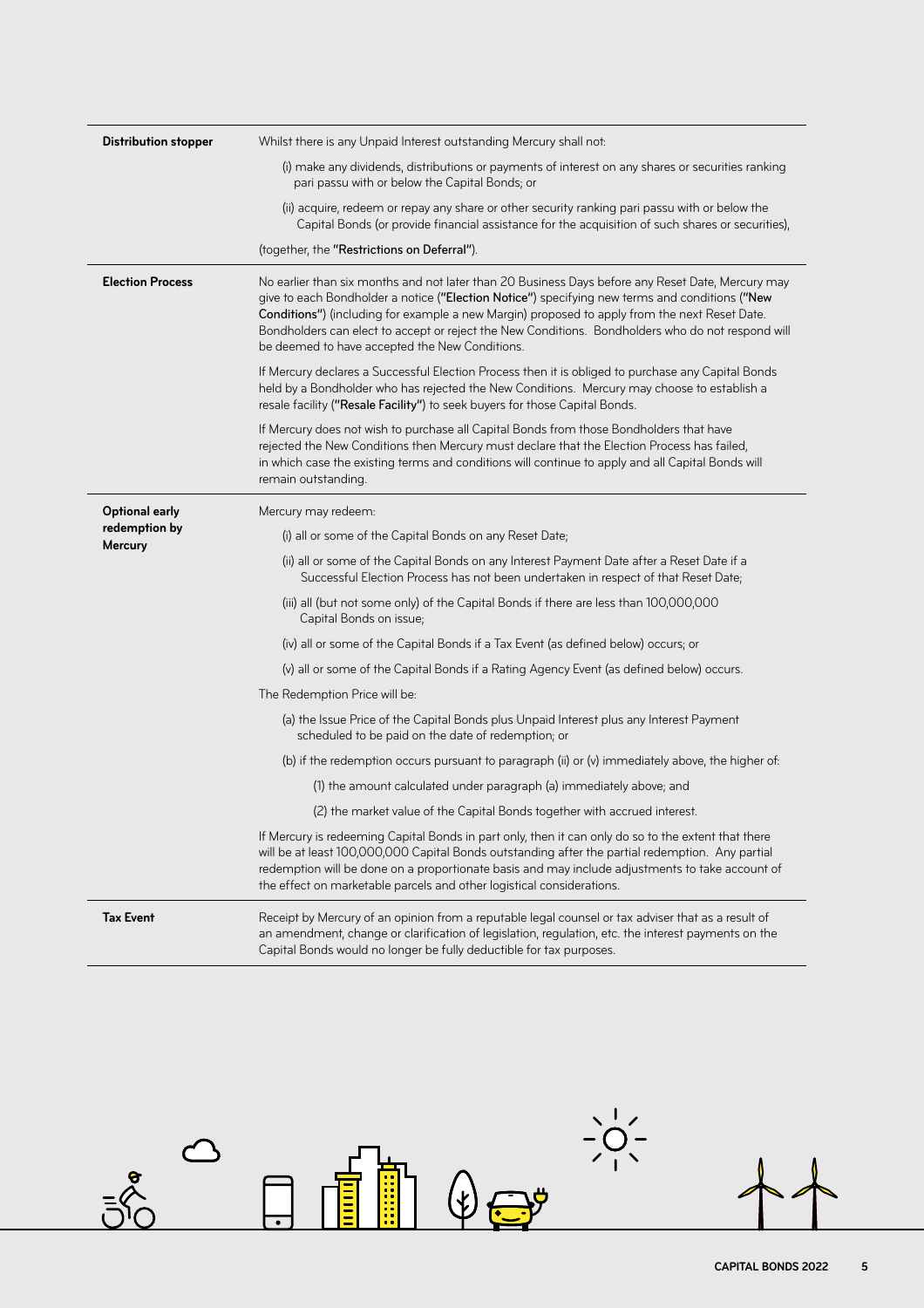| | |
|---|---|
| **Distribution stopper** | Whilst there is any Unpaid Interest outstanding Mercury shall not:<br><br>(i) make any dividends, distributions or payments of interest on any shares or securities ranking pari passu with or below the Capital Bonds; or<br><br>(ii) acquire, redeem or repay any share or other security ranking pari passu with or below the Capital Bonds (or provide financial assistance for the acquisition of such shares or securities),<br><br>(together, the **"Restrictions on Deferral"**). |
| **Election Process** | No earlier than six months and not later than 20 Business Days before any Reset Date, Mercury may give to each Bondholder a notice (**"Election Notice"**) specifying new terms and conditions (**"New Conditions"**) (including for example a new Margin) proposed to apply from the next Reset Date. Bondholders can elect to accept or reject the New Conditions. Bondholders who do not respond will be deemed to have accepted the New Conditions.<br><br>If Mercury declares a Successful Election Process then it is obliged to purchase any Capital Bonds held by a Bondholder who has rejected the New Conditions. Mercury may choose to establish a resale facility (**"Resale Facility"**) to seek buyers for those Capital Bonds.<br><br>If Mercury does not wish to purchase all Capital Bonds from those Bondholders that have rejected the New Conditions then Mercury must declare that the Election Process has failed, in which case the existing terms and conditions will continue to apply and all Capital Bonds will remain outstanding. |
| **Optional early redemption by Mercury** | Mercury may redeem:<br><br>(i) all or some of the Capital Bonds on any Reset Date;<br><br>(ii) all or some of the Capital Bonds on any Interest Payment Date after a Reset Date if a Successful Election Process has not been undertaken in respect of that Reset Date;<br><br>(iii) all (but not some only) of the Capital Bonds if there are less than 100,000,000 Capital Bonds on issue;<br><br>(iv) all or some of the Capital Bonds if a Tax Event (as defined below) occurs; or<br><br>(v) all or some of the Capital Bonds if a Rating Agency Event (as defined below) occurs.<br><br>The Redemption Price will be:<br><br>(a) the Issue Price of the Capital Bonds plus Unpaid Interest plus any Interest Payment scheduled to be paid on the date of redemption; or<br><br>(b) if the redemption occurs pursuant to paragraph (ii) or (v) immediately above, the higher of:<br><br>(1) the amount calculated under paragraph (a) immediately above; and<br><br>(2) the market value of the Capital Bonds together with accrued interest.<br><br>If Mercury is redeeming Capital Bonds in part only, then it can only do so to the extent that there will be at least 100,000,000 Capital Bonds outstanding after the partial redemption. Any partial redemption will be done on a proportionate basis and may include adjustments to take account of the effect on marketable parcels and other logistical considerations. |
| **Tax Event** | Receipt by Mercury of an opinion from a reputable legal counsel or tax adviser that as a result of an amendment, change or clarification of legislation, regulation, etc. the interest payments on the Capital Bonds would no longer be fully deductible for tax purposes. |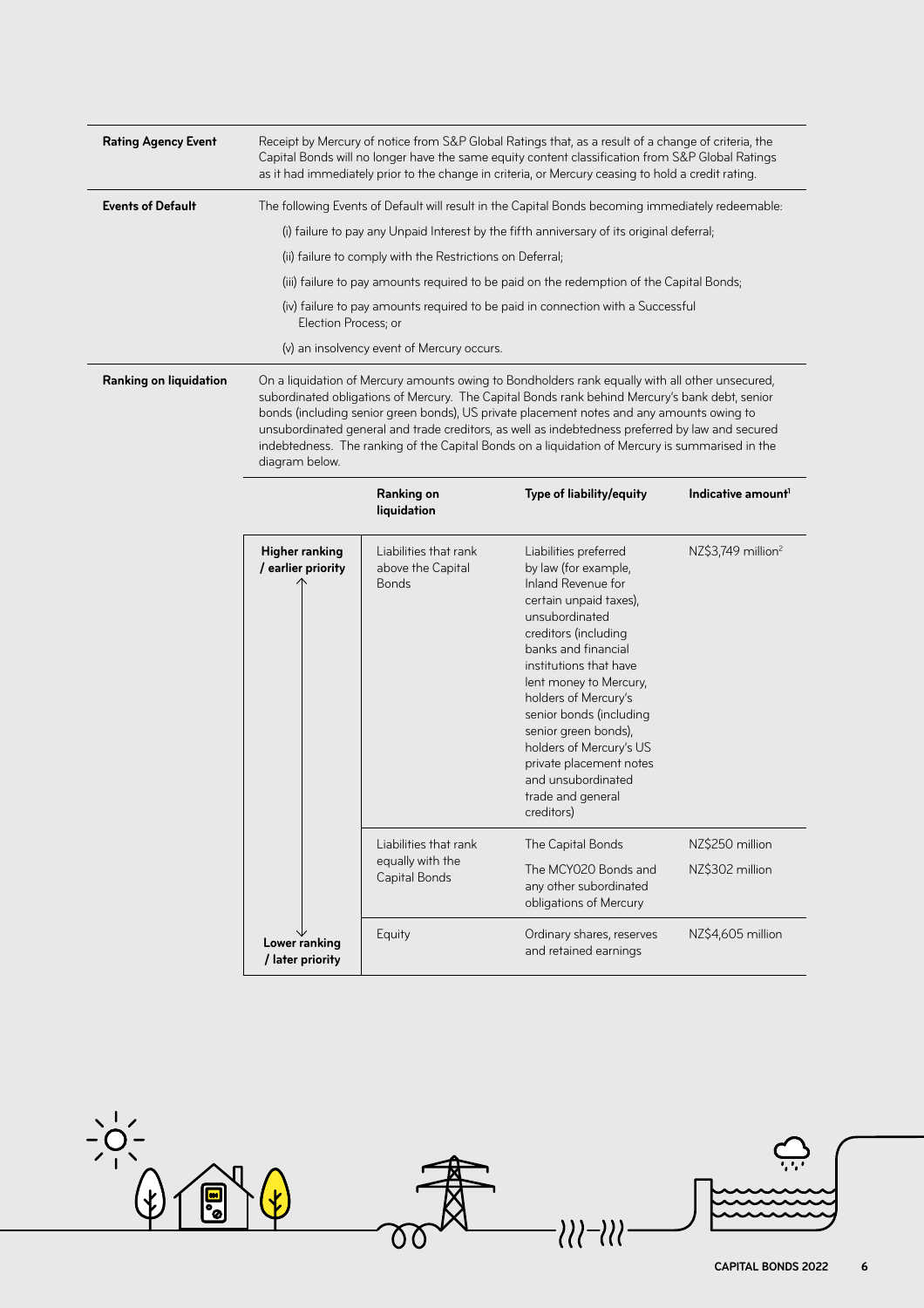| | |
|---|---|
| **Rating Agency Event** | Receipt by Mercury of notice from S&P Global Ratings that, as a result of a change of criteria, the Capital Bonds will no longer have the same equity content classification from S&P Global Ratings as it had immediately prior to the change in criteria, or Mercury ceasing to hold a credit rating. |
| **Events of Default** | The following Events of Default will result in the Capital Bonds becoming immediately redeemable:<br>(i) failure to pay any Unpaid Interest by the fifth anniversary of its original deferral;<br>(ii) failure to comply with the Restrictions on Deferral;<br>(iii) failure to pay amounts required to be paid on the redemption of the Capital Bonds;<br>(iv) failure to pay amounts required to be paid in connection with a Successful Election Process; or<br>(v) an insolvency event of Mercury occurs. |
| **Ranking on liquidation** | On a liquidation of Mercury amounts owing to Bondholders rank equally with all other unsecured, subordinated obligations of Mercury. The Capital Bonds rank behind Mercury's bank debt, senior bonds (including senior green bonds), US private placement notes and any amounts owing to unsubordinated general and trade creditors, as well as indebtedness preferred by law and secured indebtedness. The ranking of the Capital Bonds on a liquidation of Mercury is summarised in the diagram below. |

| | Ranking on liquidation | Type of liability/equity | Indicative amount[1] |
|---|---|---|---|
| **Higher ranking / earlier priority** ↑ | Liabilities that rank above the Capital Bonds | Liabilities preferred by law (for example, Inland Revenue for certain unpaid taxes), unsubordinated creditors (including banks and financial institutions that have lent money to Mercury, holders of Mercury's senior bonds (including senior green bonds), holders of Mercury's US private placement notes and unsubordinated trade and general creditors) | NZ$3,749 million[2] |
| | Liabilities that rank equally with the Capital Bonds | The Capital Bonds | NZ$250 million |
| | | The MCY020 Bonds and any other subordinated obligations of Mercury | NZ$302 million |
| ↓ **Lower ranking / later priority** | Equity | Ordinary shares, reserves and retained earnings | NZ$4,605 million |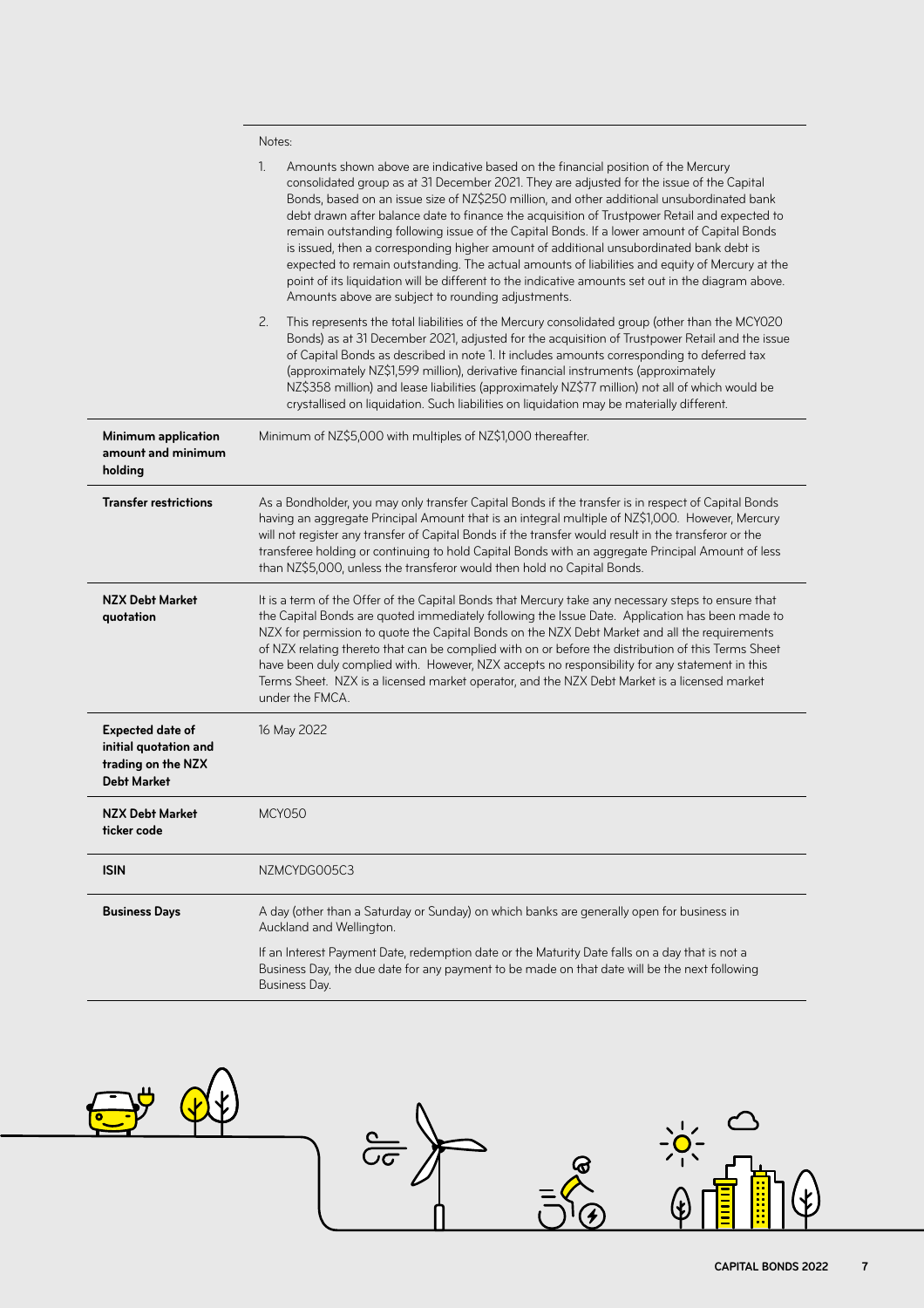Notes:

1. Amounts shown above are indicative based on the financial position of the Mercury consolidated group as at 31 December 2021. They are adjusted for the issue of the Capital Bonds, based on an issue size of NZ$250 million, and other additional unsubordinated bank debt drawn after balance date to finance the acquisition of Trustpower Retail and expected to remain outstanding following issue of the Capital Bonds. If a lower amount of Capital Bonds is issued, then a corresponding higher amount of additional unsubordinated bank debt is expected to remain outstanding. The actual amounts of liabilities and equity of Mercury at the point of its liquidation will be different to the indicative amounts set out in the diagram above. Amounts above are subject to rounding adjustments.
2. This represents the total liabilities of the Mercury consolidated group (other than the MCY020 Bonds) as at 31 December 2021, adjusted for the acquisition of Trustpower Retail and the issue of Capital Bonds as described in note 1. It includes amounts corresponding to deferred tax (approximately NZ$1,599 million), derivative financial instruments (approximately NZ$358 million) and lease liabilities (approximately NZ$77 million) not all of which would be crystallised on liquidation. Such liabilities on liquidation may be materially different.

| | |
|---|---|
| **Minimum application amount and minimum holding** | Minimum of NZ$5,000 with multiples of NZ$1,000 thereafter. |
| **Transfer restrictions** | As a Bondholder, you may only transfer Capital Bonds if the transfer is in respect of Capital Bonds having an aggregate Principal Amount that is an integral multiple of NZ$1,000. However, Mercury will not register any transfer of Capital Bonds if the transfer would result in the transferor or the transferee holding or continuing to hold Capital Bonds with an aggregate Principal Amount of less than NZ$5,000, unless the transferor would then hold no Capital Bonds. |
| **NZX Debt Market quotation** | It is a term of the Offer of the Capital Bonds that Mercury take any necessary steps to ensure that the Capital Bonds are quoted immediately following the Issue Date. Application has been made to NZX for permission to quote the Capital Bonds on the NZX Debt Market and all the requirements of NZX relating thereto that can be complied with on or before the distribution of this Terms Sheet have been duly complied with. However, NZX accepts no responsibility for any statement in this Terms Sheet. NZX is a licensed market operator, and the NZX Debt Market is a licensed market under the FMCA. |
| **Expected date of initial quotation and trading on the NZX Debt Market** | 16 May 2022 |
| **NZX Debt Market ticker code** | MCY050 |
| **ISIN** | NZMCYDG005C3 |
| **Business Days** | A day (other than a Saturday or Sunday) on which banks are generally open for business in Auckland and Wellington.<br><br>If an Interest Payment Date, redemption date or the Maturity Date falls on a day that is not a Business Day, the due date for any payment to be made on that date will be the next following Business Day. |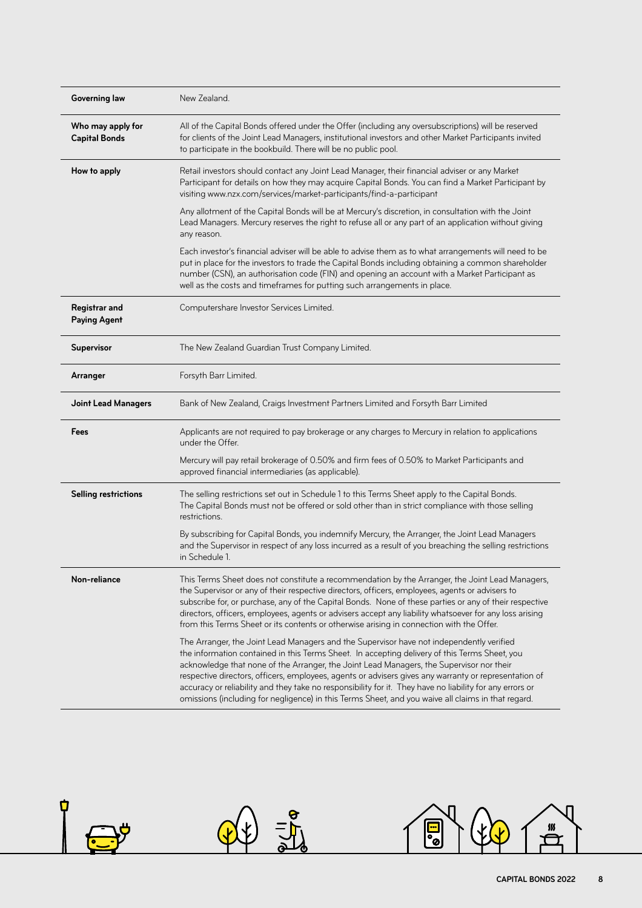| | |
|---|---|
| **Governing law** | New Zealand. |
| **Who may apply for Capital Bonds** | All of the Capital Bonds offered under the Offer (including any oversubscriptions) will be reserved for clients of the Joint Lead Managers, institutional investors and other Market Participants invited to participate in the bookbuild. There will be no public pool. |
| **How to apply** | Retail investors should contact any Joint Lead Manager, their financial adviser or any Market Participant for details on how they may acquire Capital Bonds. You can find a Market Participant by visiting www.nzx.com/services/market-participants/find-a-participant<br><br>Any allotment of the Capital Bonds will be at Mercury's discretion, in consultation with the Joint Lead Managers. Mercury reserves the right to refuse all or any part of an application without giving any reason.<br><br>Each investor's financial adviser will be able to advise them as to what arrangements will need to be put in place for the investors to trade the Capital Bonds including obtaining a common shareholder number (CSN), an authorisation code (FIN) and opening an account with a Market Participant as well as the costs and timeframes for putting such arrangements in place. |
| **Registrar and Paying Agent** | Computershare Investor Services Limited. |
| **Supervisor** | The New Zealand Guardian Trust Company Limited. |
| **Arranger** | Forsyth Barr Limited. |
| **Joint Lead Managers** | Bank of New Zealand, Craigs Investment Partners Limited and Forsyth Barr Limited |
| **Fees** | Applicants are not required to pay brokerage or any charges to Mercury in relation to applications under the Offer.<br><br>Mercury will pay retail brokerage of 0.50% and firm fees of 0.50% to Market Participants and approved financial intermediaries (as applicable). |
| **Selling restrictions** | The selling restrictions set out in Schedule 1 to this Terms Sheet apply to the Capital Bonds. The Capital Bonds must not be offered or sold other than in strict compliance with those selling restrictions.<br><br>By subscribing for Capital Bonds, you indemnify Mercury, the Arranger, the Joint Lead Managers and the Supervisor in respect of any loss incurred as a result of you breaching the selling restrictions in Schedule 1. |
| **Non-reliance** | This Terms Sheet does not constitute a recommendation by the Arranger, the Joint Lead Managers, the Supervisor or any of their respective directors, officers, employees, agents or advisers to subscribe for, or purchase, any of the Capital Bonds. None of these parties or any of their respective directors, officers, employees, agents or advisers accept any liability whatsoever for any loss arising from this Terms Sheet or its contents or otherwise arising in connection with the Offer.<br><br>The Arranger, the Joint Lead Managers and the Supervisor have not independently verified the information contained in this Terms Sheet. In accepting delivery of this Terms Sheet, you acknowledge that none of the Arranger, the Joint Lead Managers, the Supervisor nor their respective directors, officers, employees, agents or advisers gives any warranty or representation of accuracy or reliability and they take no responsibility for it. They have no liability for any errors or omissions (including for negligence) in this Terms Sheet, and you waive all claims in that regard. |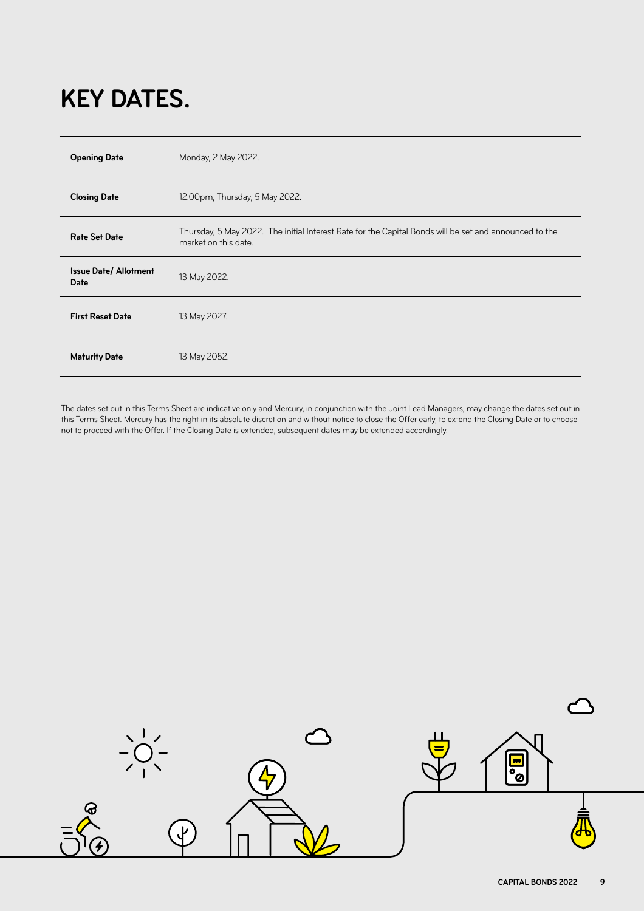# KEY DATES.

| | |
|---|---|
| **Opening Date** | Monday, 2 May 2022. |
| **Closing Date** | 12.00pm, Thursday, 5 May 2022. |
| **Rate Set Date** | Thursday, 5 May 2022. The initial Interest Rate for the Capital Bonds will be set and announced to the market on this date. |
| **Issue Date/ Allotment Date** | 13 May 2022. |
| **First Reset Date** | 13 May 2027. |
| **Maturity Date** | 13 May 2052. |

The dates set out in this Terms Sheet are indicative only and Mercury, in conjunction with the Joint Lead Managers, may change the dates set out in this Terms Sheet. Mercury has the right in its absolute discretion and without notice to close the Offer early, to extend the Closing Date or to choose not to proceed with the Offer. If the Closing Date is extended, subsequent dates may be extended accordingly.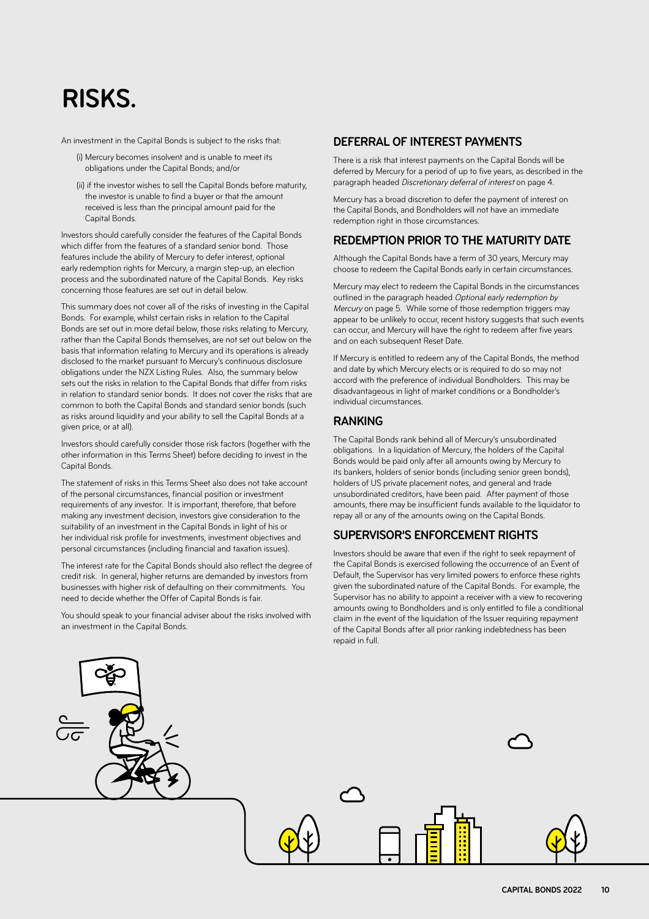# RISKS.

An investment in the Capital Bonds is subject to the risks that:

(i) Mercury becomes insolvent and is unable to meet its obligations under the Capital Bonds; and/or

(ii) if the investor wishes to sell the Capital Bonds before maturity, the investor is unable to find a buyer or that the amount received is less than the principal amount paid for the Capital Bonds.

Investors should carefully consider the features of the Capital Bonds which differ from the features of a standard senior bond. Those features include the ability of Mercury to defer interest, optional early redemption rights for Mercury, a margin step-up, an election process and the subordinated nature of the Capital Bonds. Key risks concerning those features are set out in detail below.

This summary does not cover all of the risks of investing in the Capital Bonds. For example, whilst certain risks in relation to the Capital Bonds are set out in more detail below, those risks relating to Mercury, rather than the Capital Bonds themselves, are not set out below on the basis that information relating to Mercury and its operations is already disclosed to the market pursuant to Mercury's continuous disclosure obligations under the NZX Listing Rules. Also, the summary below sets out the risks in relation to the Capital Bonds that differ from risks in relation to standard senior bonds. It does not cover the risks that are common to both the Capital Bonds and standard senior bonds (such as risks around liquidity and your ability to sell the Capital Bonds at a given price, or at all).

Investors should carefully consider those risk factors (together with the other information in this Terms Sheet) before deciding to invest in the Capital Bonds.

The statement of risks in this Terms Sheet also does not take account of the personal circumstances, financial position or investment requirements of any investor. It is important, therefore, that before making any investment decision, investors give consideration to the suitability of an investment in the Capital Bonds in light of his or her individual risk profile for investments, investment objectives and personal circumstances (including financial and taxation issues).

The interest rate for the Capital Bonds should also reflect the degree of credit risk. In general, higher returns are demanded by investors from businesses with higher risk of defaulting on their commitments. You need to decide whether the Offer of Capital Bonds is fair.

You should speak to your financial adviser about the risks involved with an investment in the Capital Bonds.

## DEFERRAL OF INTEREST PAYMENTS

There is a risk that interest payments on the Capital Bonds will be deferred by Mercury for a period of up to five years, as described in the paragraph headed *Discretionary deferral of interest* on page 4.

Mercury has a broad discretion to defer the payment of interest on the Capital Bonds, and Bondholders will not have an immediate redemption right in those circumstances.

## REDEMPTION PRIOR TO THE MATURITY DATE

Although the Capital Bonds have a term of 30 years, Mercury may choose to redeem the Capital Bonds early in certain circumstances.

Mercury may elect to redeem the Capital Bonds in the circumstances outlined in the paragraph headed *Optional early redemption by Mercury* on page 5. While some of those redemption triggers may appear to be unlikely to occur, recent history suggests that such events can occur, and Mercury will have the right to redeem after five years and on each subsequent Reset Date.

If Mercury is entitled to redeem any of the Capital Bonds, the method and date by which Mercury elects or is required to do so may not accord with the preference of individual Bondholders. This may be disadvantageous in light of market conditions or a Bondholder's individual circumstances.

## RANKING

The Capital Bonds rank behind all of Mercury's unsubordinated obligations. In a liquidation of Mercury, the holders of the Capital Bonds would be paid only after all amounts owing by Mercury to its bankers, holders of senior bonds (including senior green bonds), holders of US private placement notes, and general and trade unsubordinated creditors, have been paid. After payment of those amounts, there may be insufficient funds available to the liquidator to repay all or any of the amounts owing on the Capital Bonds.

## SUPERVISOR'S ENFORCEMENT RIGHTS

Investors should be aware that even if the right to seek repayment of the Capital Bonds is exercised following the occurrence of an Event of Default, the Supervisor has very limited powers to enforce these rights given the subordinated nature of the Capital Bonds. For example, the Supervisor has no ability to appoint a receiver with a view to recovering amounts owing to Bondholders and is only entitled to file a conditional claim in the event of the liquidation of the Issuer requiring repayment of the Capital Bonds after all prior ranking indebtedness has been repaid in full.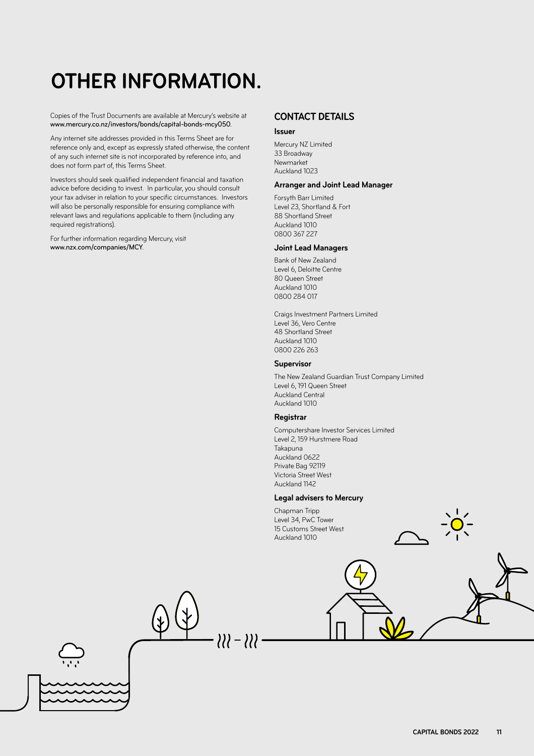# OTHER INFORMATION.

Copies of the Trust Documents are available at Mercury's website at www.mercury.co.nz/investors/bonds/capital-bonds-mcy050.

Any internet site addresses provided in this Terms Sheet are for reference only and, except as expressly stated otherwise, the content of any such internet site is not incorporated by reference into, and does not form part of, this Terms Sheet.

Investors should seek qualified independent financial and taxation advice before deciding to invest. In particular, you should consult your tax adviser in relation to your specific circumstances. Investors will also be personally responsible for ensuring compliance with relevant laws and regulations applicable to them (including any required registrations).

For further information regarding Mercury, visit www.nzx.com/companies/MCY.

## CONTACT DETAILS

### Issuer

Mercury NZ Limited
33 Broadway
Newmarket
Auckland 1023

### Arranger and Joint Lead Manager

Forsyth Barr Limited
Level 23, Shortland & Fort
88 Shortland Street
Auckland 1010
0800 367 227

### Joint Lead Managers

Bank of New Zealand
Level 6, Deloitte Centre
80 Queen Street
Auckland 1010
0800 284 017

Craigs Investment Partners Limited
Level 36, Vero Centre
48 Shortland Street
Auckland 1010
0800 226 263

### Supervisor

The New Zealand Guardian Trust Company Limited
Level 6, 191 Queen Street
Auckland Central
Auckland 1010

### Registrar

Computershare Investor Services Limited
Level 2, 159 Hurstmere Road
Takapuna
Auckland 0622
Private Bag 92119
Victoria Street West
Auckland 1142

### Legal advisers to Mercury

Chapman Tripp
Level 34, PwC Tower
15 Customs Street West
Auckland 1010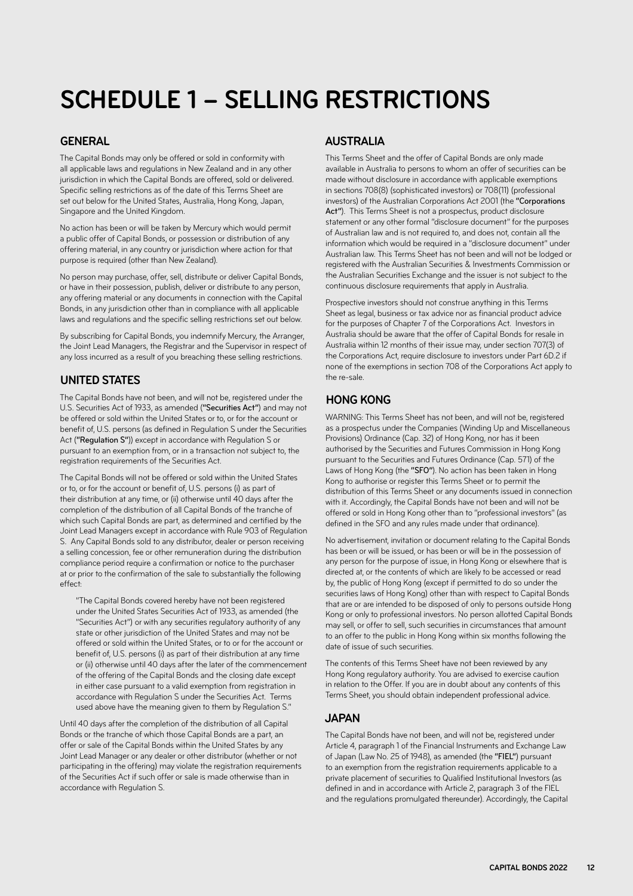# SCHEDULE 1 – SELLING RESTRICTIONS

## GENERAL

The Capital Bonds may only be offered or sold in conformity with all applicable laws and regulations in New Zealand and in any other jurisdiction in which the Capital Bonds are offered, sold or delivered. Specific selling restrictions as of the date of this Terms Sheet are set out below for the United States, Australia, Hong Kong, Japan, Singapore and the United Kingdom.

No action has been or will be taken by Mercury which would permit a public offer of Capital Bonds, or possession or distribution of any offering material, in any country or jurisdiction where action for that purpose is required (other than New Zealand).

No person may purchase, offer, sell, distribute or deliver Capital Bonds, or have in their possession, publish, deliver or distribute to any person, any offering material or any documents in connection with the Capital Bonds, in any jurisdiction other than in compliance with all applicable laws and regulations and the specific selling restrictions set out below.

By subscribing for Capital Bonds, you indemnify Mercury, the Arranger, the Joint Lead Managers, the Registrar and the Supervisor in respect of any loss incurred as a result of you breaching these selling restrictions.

## UNITED STATES

The Capital Bonds have not been, and will not be, registered under the U.S. Securities Act of 1933, as amended (**"Securities Act"**) and may not be offered or sold within the United States or to, or for the account or benefit of, U.S. persons (as defined in Regulation S under the Securities Act (**"Regulation S"**)) except in accordance with Regulation S or pursuant to an exemption from, or in a transaction not subject to, the registration requirements of the Securities Act.

The Capital Bonds will not be offered or sold within the United States or to, or for the account or benefit of, U.S. persons (i) as part of their distribution at any time, or (ii) otherwise until 40 days after the completion of the distribution of all Capital Bonds of the tranche of which such Capital Bonds are part, as determined and certified by the Joint Lead Managers except in accordance with Rule 903 of Regulation S. Any Capital Bonds sold to any distributor, dealer or person receiving a selling concession, fee or other remuneration during the distribution compliance period require a confirmation or notice to the purchaser at or prior to the confirmation of the sale to substantially the following effect:

> "The Capital Bonds covered hereby have not been registered under the United States Securities Act of 1933, as amended (the "Securities Act") or with any securities regulatory authority of any state or other jurisdiction of the United States and may not be offered or sold within the United States, or to or for the account or benefit of, U.S. persons (i) as part of their distribution at any time or (ii) otherwise until 40 days after the later of the commencement of the offering of the Capital Bonds and the closing date except in either case pursuant to a valid exemption from registration in accordance with Regulation S under the Securities Act. Terms used above have the meaning given to them by Regulation S."

Until 40 days after the completion of the distribution of all Capital Bonds or the tranche of which those Capital Bonds are a part, an offer or sale of the Capital Bonds within the United States by any Joint Lead Manager or any dealer or other distributor (whether or not participating in the offering) may violate the registration requirements of the Securities Act if such offer or sale is made otherwise than in accordance with Regulation S.

## AUSTRALIA

This Terms Sheet and the offer of Capital Bonds are only made available in Australia to persons to whom an offer of securities can be made without disclosure in accordance with applicable exemptions in sections 708(8) (sophisticated investors) or 708(11) (professional investors) of the Australian Corporations Act 2001 (the **"Corporations Act"**). This Terms Sheet is not a prospectus, product disclosure statement or any other formal "disclosure document" for the purposes of Australian law and is not required to, and does not, contain all the information which would be required in a "disclosure document" under Australian law. This Terms Sheet has not been and will not be lodged or registered with the Australian Securities & Investments Commission or the Australian Securities Exchange and the issuer is not subject to the continuous disclosure requirements that apply in Australia.

Prospective investors should not construe anything in this Terms Sheet as legal, business or tax advice nor as financial product advice for the purposes of Chapter 7 of the Corporations Act. Investors in Australia should be aware that the offer of Capital Bonds for resale in Australia within 12 months of their issue may, under section 707(3) of the Corporations Act, require disclosure to investors under Part 6D.2 if none of the exemptions in section 708 of the Corporations Act apply to the re-sale.

## HONG KONG

WARNING: This Terms Sheet has not been, and will not be, registered as a prospectus under the Companies (Winding Up and Miscellaneous Provisions) Ordinance (Cap. 32) of Hong Kong, nor has it been authorised by the Securities and Futures Commission in Hong Kong pursuant to the Securities and Futures Ordinance (Cap. 571) of the Laws of Hong Kong (the **"SFO"**). No action has been taken in Hong Kong to authorise or register this Terms Sheet or to permit the distribution of this Terms Sheet or any documents issued in connection with it. Accordingly, the Capital Bonds have not been and will not be offered or sold in Hong Kong other than to "professional investors" (as defined in the SFO and any rules made under that ordinance).

No advertisement, invitation or document relating to the Capital Bonds has been or will be issued, or has been or will be in the possession of any person for the purpose of issue, in Hong Kong or elsewhere that is directed at, or the contents of which are likely to be accessed or read by, the public of Hong Kong (except if permitted to do so under the securities laws of Hong Kong) other than with respect to Capital Bonds that are or are intended to be disposed of only to persons outside Hong Kong or only to professional investors. No person allotted Capital Bonds may sell, or offer to sell, such securities in circumstances that amount to an offer to the public in Hong Kong within six months following the date of issue of such securities.

The contents of this Terms Sheet have not been reviewed by any Hong Kong regulatory authority. You are advised to exercise caution in relation to the Offer. If you are in doubt about any contents of this Terms Sheet, you should obtain independent professional advice.

## JAPAN

The Capital Bonds have not been, and will not be, registered under Article 4, paragraph 1 of the Financial Instruments and Exchange Law of Japan (Law No. 25 of 1948), as amended (the **"FIEL"**) pursuant to an exemption from the registration requirements applicable to a private placement of securities to Qualified Institutional Investors (as defined in and in accordance with Article 2, paragraph 3 of the FIEL and the regulations promulgated thereunder). Accordingly, the Capital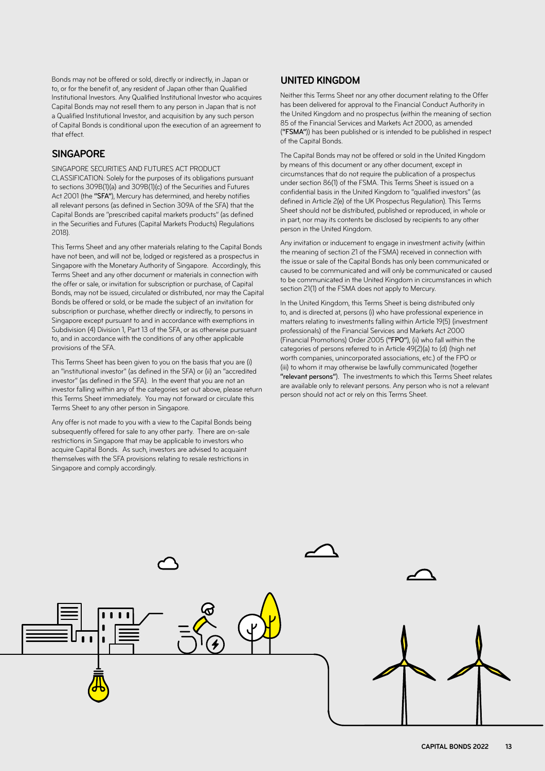Bonds may not be offered or sold, directly or indirectly, in Japan or to, or for the benefit of, any resident of Japan other than Qualified Institutional Investors. Any Qualified Institutional Investor who acquires Capital Bonds may not resell them to any person in Japan that is not a Qualified Institutional Investor, and acquisition by any such person of Capital Bonds is conditional upon the execution of an agreement to that effect.

## SINGAPORE

SINGAPORE SECURITIES AND FUTURES ACT PRODUCT CLASSIFICATION: Solely for the purposes of its obligations pursuant to sections 309B(1)(a) and 309B(1)(c) of the Securities and Futures Act 2001 (the **"SFA"**), Mercury has determined, and hereby notifies all relevant persons (as defined in Section 309A of the SFA) that the Capital Bonds are "prescribed capital markets products" (as defined in the Securities and Futures (Capital Markets Products) Regulations 2018).

This Terms Sheet and any other materials relating to the Capital Bonds have not been, and will not be, lodged or registered as a prospectus in Singapore with the Monetary Authority of Singapore. Accordingly, this Terms Sheet and any other document or materials in connection with the offer or sale, or invitation for subscription or purchase, of Capital Bonds, may not be issued, circulated or distributed, nor may the Capital Bonds be offered or sold, or be made the subject of an invitation for subscription or purchase, whether directly or indirectly, to persons in Singapore except pursuant to and in accordance with exemptions in Subdivision (4) Division 1, Part 13 of the SFA, or as otherwise pursuant to, and in accordance with the conditions of any other applicable provisions of the SFA.

This Terms Sheet has been given to you on the basis that you are (i) an "institutional investor" (as defined in the SFA) or (ii) an "accredited investor" (as defined in the SFA). In the event that you are not an investor falling within any of the categories set out above, please return this Terms Sheet immediately. You may not forward or circulate this Terms Sheet to any other person in Singapore.

Any offer is not made to you with a view to the Capital Bonds being subsequently offered for sale to any other party. There are on-sale restrictions in Singapore that may be applicable to investors who acquire Capital Bonds. As such, investors are advised to acquaint themselves with the SFA provisions relating to resale restrictions in Singapore and comply accordingly.

## UNITED KINGDOM

Neither this Terms Sheet nor any other document relating to the Offer has been delivered for approval to the Financial Conduct Authority in the United Kingdom and no prospectus (within the meaning of section 85 of the Financial Services and Markets Act 2000, as amended (**"FSMA"**)) has been published or is intended to be published in respect of the Capital Bonds.

The Capital Bonds may not be offered or sold in the United Kingdom by means of this document or any other document, except in circumstances that do not require the publication of a prospectus under section 86(1) of the FSMA. This Terms Sheet is issued on a confidential basis in the United Kingdom to "qualified investors" (as defined in Article 2(e) of the UK Prospectus Regulation). This Terms Sheet should not be distributed, published or reproduced, in whole or in part, nor may its contents be disclosed by recipients to any other person in the United Kingdom.

Any invitation or inducement to engage in investment activity (within the meaning of section 21 of the FSMA) received in connection with the issue or sale of the Capital Bonds has only been communicated or caused to be communicated and will only be communicated or caused to be communicated in the United Kingdom in circumstances in which section 21(1) of the FSMA does not apply to Mercury.

In the United Kingdom, this Terms Sheet is being distributed only to, and is directed at, persons (i) who have professional experience in matters relating to investments falling within Article 19(5) (investment professionals) of the Financial Services and Markets Act 2000 (Financial Promotions) Order 2005 (**"FPO"**), (ii) who fall within the categories of persons referred to in Article 49(2)(a) to (d) (high net worth companies, unincorporated associations, etc.) of the FPO or (iii) to whom it may otherwise be lawfully communicated (together **"relevant persons"**). The investments to which this Terms Sheet relates are available only to relevant persons. Any person who is not a relevant person should not act or rely on this Terms Sheet.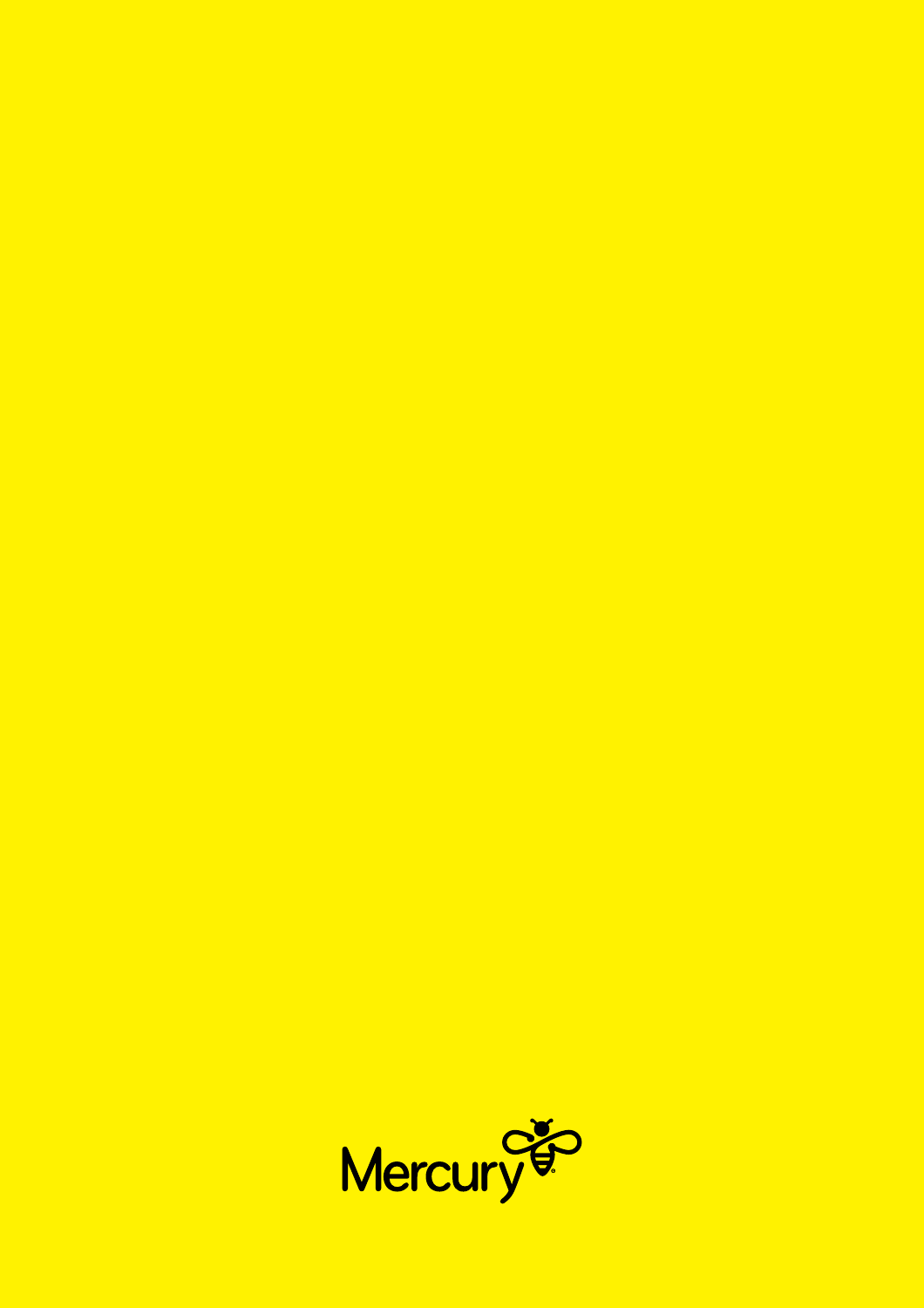Mercury